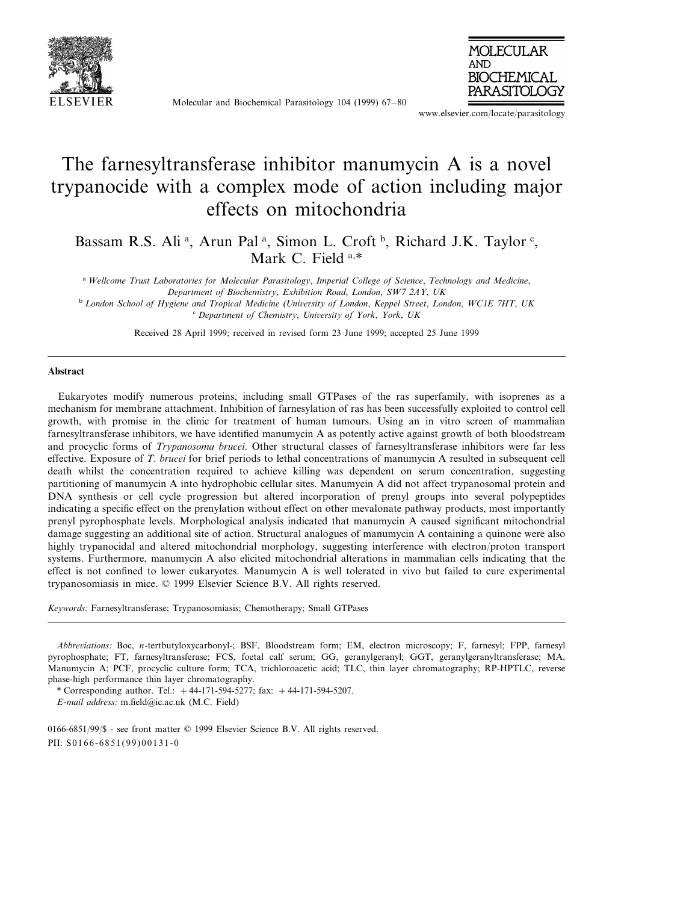# The farnesyltransferase inhibitor manumycin A is a novel trypanocide with a complex mode of action including major effects on mitochondria

Bassam R.S. Ali [a], Arun Pal [a], Simon L. Croft [b], Richard J.K. Taylor [c], Mark C. Field [a,*]

[a] *Wellcome Trust Laboratories for Molecular Parasitology, Imperial College of Science, Technology and Medicine, Department of Biochemistry, Exhibition Road, London, SW7 2AY, UK*

[b] *London School of Hygiene and Tropical Medicine (University of London, Keppel Street, London, WC1E 7HT, UK*

[c] *Department of Chemistry, University of York, York, UK*

Received 28 April 1999; received in revised form 23 June 1999; accepted 25 June 1999

## Abstract

Eukaryotes modify numerous proteins, including small GTPases of the ras superfamily, with isoprenes as a mechanism for membrane attachment. Inhibition of farnesylation of ras has been successfully exploited to control cell growth, with promise in the clinic for treatment of human tumours. Using an in vitro screen of mammalian farnesyltransferase inhibitors, we have identified manumycin A as potently active against growth of both bloodstream and procyclic forms of *Trypanosoma brucei*. Other structural classes of farnesyltransferase inhibitors were far less effective. Exposure of *T. brucei* for brief periods to lethal concentrations of manumycin A resulted in subsequent cell death whilst the concentration required to achieve killing was dependent on serum concentration, suggesting partitioning of manumycin A into hydrophobic cellular sites. Manumycin A did not affect trypanosomal protein and DNA synthesis or cell cycle progression but altered incorporation of prenyl groups into several polypeptides indicating a specific effect on the prenylation without effect on other mevalonate pathway products, most importantly prenyl pyrophosphate levels. Morphological analysis indicated that manumycin A caused significant mitochondrial damage suggesting an additional site of action. Structural analogues of manumycin A containing a quinone were also highly trypanocidal and altered mitochondrial morphology, suggesting interference with electron/proton transport systems. Furthermore, manumycin A also elicited mitochondrial alterations in mammalian cells indicating that the effect is not confined to lower eukaryotes. Manumycin A is well tolerated in vivo but failed to cure experimental trypanosomiasis in mice. © 1999 Elsevier Science B.V. All rights reserved.

*Keywords:* Farnesyltransferase; Trypanosomiasis; Chemotherapy; Small GTPases

*Abbreviations:* Boc, *n*-tertbutyloxycarbonyl-; BSF, Bloodstream form; EM, electron microscopy; F, farnesyl; FPP, farnesyl pyrophosphate; FT, farnesyltransferase; FCS, foetal calf serum; GG, geranylgeranyl; GGT, geranylgeranyltransferase; MA, Manumycin A; PCF, procyclic culture form; TCA, trichloroacetic acid; TLC, thin layer chromatography; RP-HPTLC, reverse phase-high performance thin layer chromatography.

\* Corresponding author. Tel.: +44-171-594-5277; fax: +44-171-594-5207.

*E-mail address:* m.field@ic.ac.uk (M.C. Field)

0166-6851/99/$ - see front matter © 1999 Elsevier Science B.V. All rights reserved.
PII: S0166-6851(99)00131-0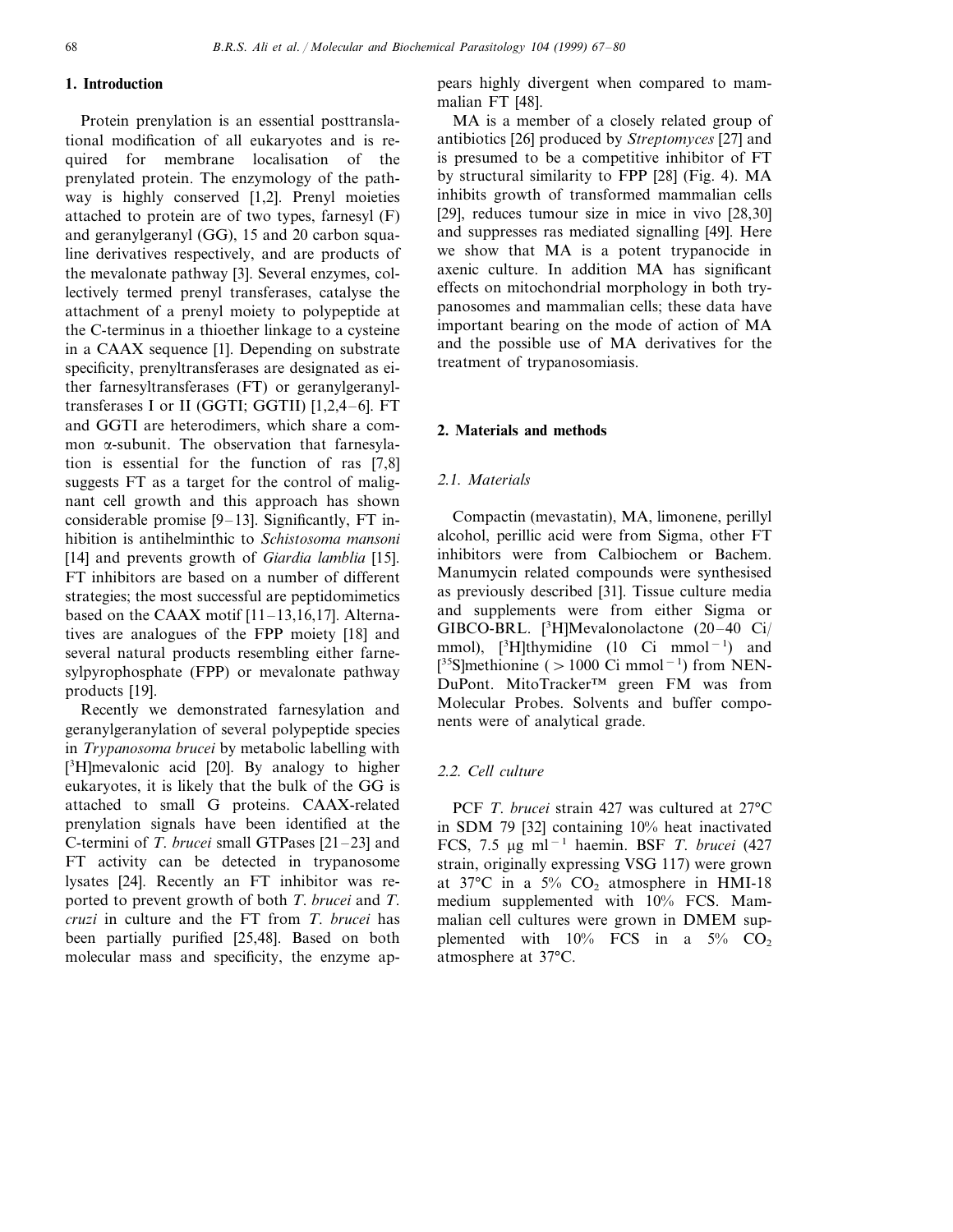## 1. Introduction

Protein prenylation is an essential posttranslational modification of all eukaryotes and is required for membrane localisation of the prenylated protein. The enzymology of the pathway is highly conserved [1,2]. Prenyl moieties attached to protein are of two types, farnesyl (F) and geranylgeranyl (GG), 15 and 20 carbon squaline derivatives respectively, and are products of the mevalonate pathway [3]. Several enzymes, collectively termed prenyl transferases, catalyse the attachment of a prenyl moiety to polypeptide at the C-terminus in a thioether linkage to a cysteine in a CAAX sequence [1]. Depending on substrate specificity, prenyltransferases are designated as either farnesyltransferases (FT) or geranylgeranyltransferases I or II (GGTI; GGTII) [1,2,4–6]. FT and GGTI are heterodimers, which share a common α-subunit. The observation that farnesylation is essential for the function of ras [7,8] suggests FT as a target for the control of malignant cell growth and this approach has shown considerable promise [9–13]. Significantly, FT inhibition is antihelminthic to *Schistosoma mansoni* [14] and prevents growth of *Giardia lamblia* [15]. FT inhibitors are based on a number of different strategies; the most successful are peptidomimetics based on the CAAX motif [11–13,16,17]. Alternatives are analogues of the FPP moiety [18] and several natural products resembling either farnesylpyrophosphate (FPP) or mevalonate pathway products [19].

Recently we demonstrated farnesylation and geranylgeranylation of several polypeptide species in *Trypanosoma brucei* by metabolic labelling with [$^{3}$H]mevalonic acid [20]. By analogy to higher eukaryotes, it is likely that the bulk of the GG is attached to small G proteins. CAAX-related prenylation signals have been identified at the C-termini of *T. brucei* small GTPases [21–23] and FT activity can be detected in trypanosome lysates [24]. Recently an FT inhibitor was reported to prevent growth of both *T. brucei* and *T. cruzi* in culture and the FT from *T. brucei* has been partially purified [25,48]. Based on both molecular mass and specificity, the enzyme appears highly divergent when compared to mammalian FT [48].

MA is a member of a closely related group of antibiotics [26] produced by *Streptomyces* [27] and is presumed to be a competitive inhibitor of FT by structural similarity to FPP [28] (Fig. 4). MA inhibits growth of transformed mammalian cells [29], reduces tumour size in mice in vivo [28,30] and suppresses ras mediated signalling [49]. Here we show that MA is a potent trypanocide in axenic culture. In addition MA has significant effects on mitochondrial morphology in both trypanosomes and mammalian cells; these data have important bearing on the mode of action of MA and the possible use of MA derivatives for the treatment of trypanosomiasis.

## 2. Materials and methods

### 2.1. Materials

Compactin (mevastatin), MA, limonene, perillyl alcohol, perillic acid were from Sigma, other FT inhibitors were from Calbiochem or Bachem. Manumycin related compounds were synthesised as previously described [31]. Tissue culture media and supplements were from either Sigma or GIBCO-BRL. [$^{3}$H]Mevalonolactone (20–40 Ci/mmol), [$^{3}$H]thymidine (10 Ci mmol$^{-1}$) and [$^{35}$S]methionine (> 1000 Ci mmol$^{-1}$) from NEN-DuPont. MitoTracker™ green FM was from Molecular Probes. Solvents and buffer components were of analytical grade.

### 2.2. Cell culture

PCF *T. brucei* strain 427 was cultured at 27°C in SDM 79 [32] containing 10% heat inactivated FCS, 7.5 μg ml$^{-1}$ haemin. BSF *T. brucei* (427 strain, originally expressing VSG 117) were grown at 37°C in a 5% $CO_2$ atmosphere in HMI-18 medium supplemented with 10% FCS. Mammalian cell cultures were grown in DMEM supplemented with 10% FCS in a 5% $CO_2$ atmosphere at 37°C.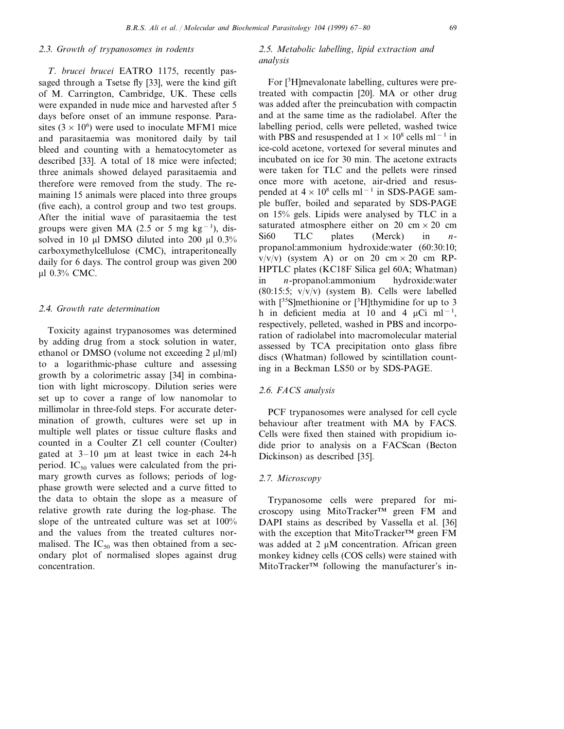### 2.3. Growth of trypanosomes in rodents

*T. brucei brucei* EATRO 1175, recently passaged through a Tsetse fly [33], were the kind gift of M. Carrington, Cambridge, UK. These cells were expanded in nude mice and harvested after 5 days before onset of an immune response. Parasites ($3 \times 10^6$) were used to inoculate MFM1 mice and parasitaemia was monitored daily by tail bleed and counting with a hematocytometer as described [33]. A total of 18 mice were infected; three animals showed delayed parasitaemia and therefore were removed from the study. The remaining 15 animals were placed into three groups (five each), a control group and two test groups. After the initial wave of parasitaemia the test groups were given MA (2.5 or 5 mg $kg^{-1}$), dissolved in 10 µl DMSO diluted into 200 µl 0.3% carboxymethylcellulose (CMC), intraperitoneally daily for 6 days. The control group was given 200 µl 0.3% CMC.

### 2.4. Growth rate determination

Toxicity against trypanosomes was determined by adding drug from a stock solution in water, ethanol or DMSO (volume not exceeding 2 µl/ml) to a logarithmic-phase culture and assessing growth by a colorimetric assay [34] in combination with light microscopy. Dilution series were set up to cover a range of low nanomolar to millimolar in three-fold steps. For accurate determination of growth, cultures were set up in multiple well plates or tissue culture flasks and counted in a Coulter Z1 cell counter (Coulter) gated at 3–10 µm at least twice in each 24-h period. $IC_{50}$ values were calculated from the primary growth curves as follows; periods of log-phase growth were selected and a curve fitted to the data to obtain the slope as a measure of relative growth rate during the log-phase. The slope of the untreated culture was set at 100% and the values from the treated cultures normalised. The $IC_{50}$ was then obtained from a secondary plot of normalised slopes against drug concentration.

### 2.5. Metabolic labelling, lipid extraction and analysis

For [$^3$H]mevalonate labelling, cultures were pretreated with compactin [20]. MA or other drug was added after the preincubation with compactin and at the same time as the radiolabel. After the labelling period, cells were pelleted, washed twice with PBS and resuspended at $1 \times 10^8$ cells $ml^{-1}$ in ice-cold acetone, vortexed for several minutes and incubated on ice for 30 min. The acetone extracts were taken for TLC and the pellets were rinsed once more with acetone, air-dried and resuspended at $4 \times 10^8$ cells $ml^{-1}$ in SDS-PAGE sample buffer, boiled and separated by SDS-PAGE on 15% gels. Lipids were analysed by TLC in a saturated atmosphere either on 20 cm × 20 cm Si60 TLC plates (Merck) in *n*-propanol:ammonium hydroxide:water (60:30:10; v/v/v) (system A) or on 20 cm × 20 cm RP-HPTLC plates (KC18F Silica gel 60A; Whatman) in *n*-propanol:ammonium hydroxide:water (80:15:5; v/v/v) (system B). Cells were labelled with [$^{35}$S]methionine or [$^3$H]thymidine for up to 3 h in deficient media at 10 and 4 µCi $ml^{-1}$, respectively, pelleted, washed in PBS and incorporation of radiolabel into macromolecular material assessed by TCA precipitation onto glass fibre discs (Whatman) followed by scintillation counting in a Beckman LS50 or by SDS-PAGE.

### 2.6. FACS analysis

PCF trypanosomes were analysed for cell cycle behaviour after treatment with MA by FACS. Cells were fixed then stained with propidium iodide prior to analysis on a FACScan (Becton Dickinson) as described [35].

### 2.7. Microscopy

Trypanosome cells were prepared for microscopy using MitoTracker™ green FM and DAPI stains as described by Vassella et al. [36] with the exception that MitoTracker™ green FM was added at 2 µM concentration. African green monkey kidney cells (COS cells) were stained with MitoTracker™ following the manufacturer's in-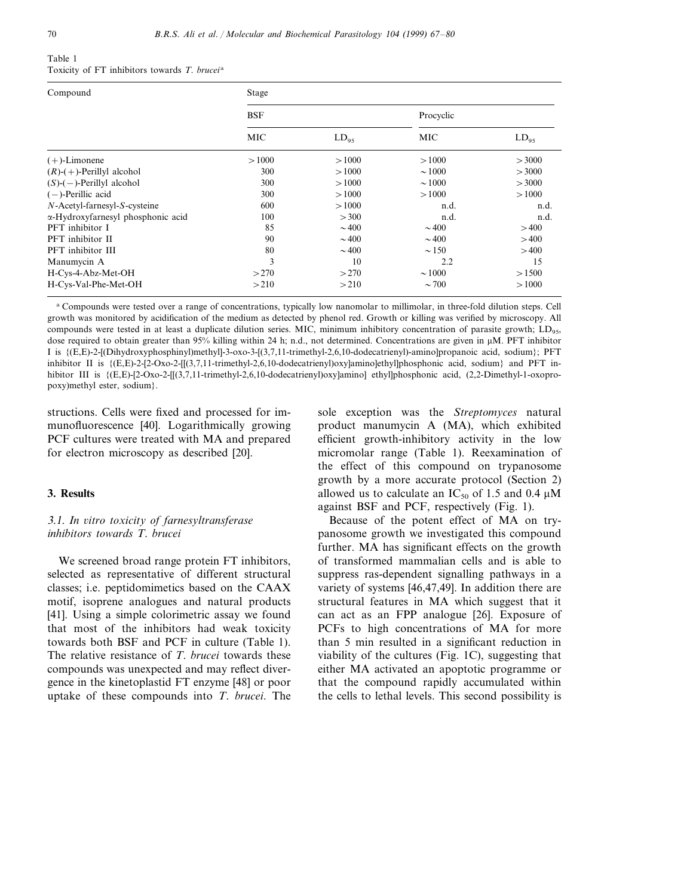Table 1
Toxicity of FT inhibitors towards *T. brucei*[a]

| Compound | Stage | | | |
|---|---|---|---|---|
| | BSF | | Procyclic | |
| | MIC | $LD_{95}$ | MIC | $LD_{95}$ |
| (+)-Limonene | >1000 | >1000 | >1000 | >3000 |
| (*R*)-(+)-Perillyl alcohol | 300 | >1000 | ~1000 | >3000 |
| (*S*)-(−)-Perillyl alcohol | 300 | >1000 | ~1000 | >3000 |
| (−)-Perillic acid | 300 | >1000 | >1000 | >1000 |
| *N*-Acetyl-farnesyl-*S*-cysteine | 600 | >1000 | n.d. | n.d. |
| α-Hydroxyfarnesyl phosphonic acid | 100 | >300 | n.d. | n.d. |
| PFT inhibitor I | 85 | ~400 | ~400 | >400 |
| PFT inhibitor II | 90 | ~400 | ~400 | >400 |
| PFT inhibitor III | 80 | ~400 | ~150 | >400 |
| Manumycin A | 3 | 10 | 2.2 | 15 |
| H-Cys-4-Abz-Met-OH | >270 | >270 | ~1000 | >1500 |
| H-Cys-Val-Phe-Met-OH | >210 | >210 | ~700 | >1000 |

[a] Compounds were tested over a range of concentrations, typically low nanomolar to millimolar, in three-fold dilution steps. Cell growth was monitored by acidification of the medium as detected by phenol red. Growth or killing was verified by microscopy. All compounds were tested in at least a duplicate dilution series. MIC, minimum inhibitory concentration of parasite growth; $LD_{95}$, dose required to obtain greater than 95% killing within 24 h; n.d., not determined. Concentrations are given in μM. PFT inhibitor I is {(E,E)-2-[(Dihydroxyphosphinyl)methyl]-3-oxo-3-[(3,7,11-trimethyl-2,6,10-dodecatrienyl)-amino]propanoic acid, sodium}; PFT inhibitor II is {(E,E)-2-[2-Oxo-2-[[(3,7,11-trimethyl-2,6,10-dodecatrienyl)oxy]amino]ethyl]phosphonic acid, sodium} and PFT inhibitor III is {(E,E)-[2-Oxo-2-[[(3,7,11-trimethyl-2,6,10-dodecatrienyl)oxy]amino] ethyl]phosphonic acid, (2,2-Dimethyl-1-oxopropoxy)methyl ester, sodium}.

structions. Cells were fixed and processed for immunofluorescence [40]. Logarithmically growing PCF cultures were treated with MA and prepared for electron microscopy as described [20].

## 3. Results

### 3.1. In vitro toxicity of farnesyltransferase inhibitors towards *T. brucei*

We screened broad range protein FT inhibitors, selected as representative of different structural classes; i.e. peptidomimetics based on the CAAX motif, isoprene analogues and natural products [41]. Using a simple colorimetric assay we found that most of the inhibitors had weak toxicity towards both BSF and PCF in culture (Table 1). The relative resistance of *T. brucei* towards these compounds was unexpected and may reflect divergence in the kinetoplastid FT enzyme [48] or poor uptake of these compounds into *T. brucei*. The sole exception was the *Streptomyces* natural product manumycin A (MA), which exhibited efficient growth-inhibitory activity in the low micromolar range (Table 1). Reexamination of the effect of this compound on trypanosome growth by a more accurate protocol (Section 2) allowed us to calculate an $IC_{50}$ of 1.5 and 0.4 μM against BSF and PCF, respectively (Fig. 1).

Because of the potent effect of MA on trypanosome growth we investigated this compound further. MA has significant effects on the growth of transformed mammalian cells and is able to suppress ras-dependent signalling pathways in a variety of systems [46,47,49]. In addition there are structural features in MA which suggest that it can act as an FPP analogue [26]. Exposure of PCFs to high concentrations of MA for more than 5 min resulted in a significant reduction in viability of the cultures (Fig. 1C), suggesting that either MA activated an apoptotic programme or that the compound rapidly accumulated within the cells to lethal levels. This second possibility is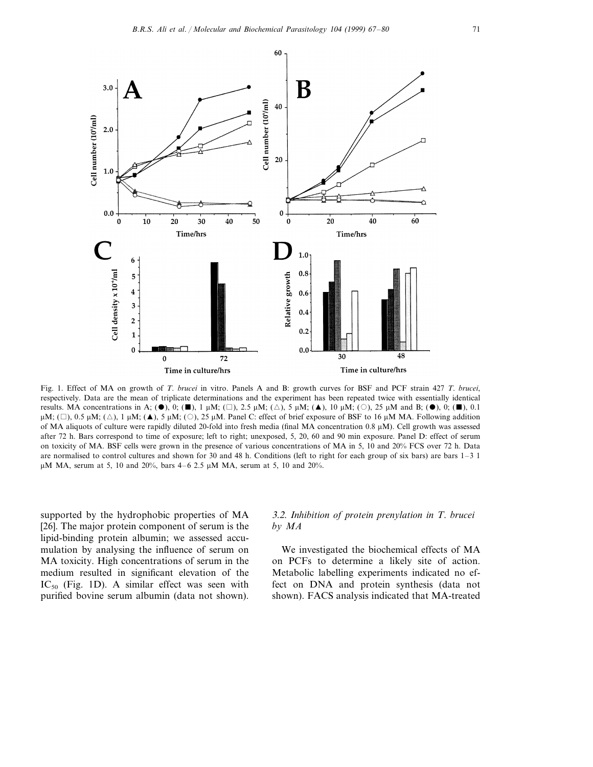A

3.0

2.0

1.0

0.0

Cell number ($10^6$/ml)

0 10 20 30 40 50

Time/hrs

B

60

40

20

0

Cell number ($10^6$/ml)

0 20 40 60

Time/hrs

C

6

5

4

3

2

1

0

Cell density x $10^6$/ml

0 72

Time in culture/hrs

D

1.0

0.8

0.6

0.4

0.2

0.0

Relative growth

30 48

Time in culture/hrs

Fig. 1. Effect of MA on growth of *T. brucei* in vitro. Panels A and B: growth curves for BSF and PCF strain 427 *T. brucei*, respectively. Data are the mean of triplicate determinations and the experiment has been repeated twice with essentially identical results. MA concentrations in A; (●), 0; (■), 1 μM; (□), 2.5 μM; (△), 5 μM; (▲), 10 μM; (○), 25 μM and B; (●), 0; (■), 0.1 μM; (□), 0.5 μM; (△), 1 μM; (▲), 5 μM; (○), 25 μM. Panel C: effect of brief exposure of BSF to 16 μM MA. Following addition of MA aliquots of culture were rapidly diluted 20-fold into fresh media (final MA concentration 0.8 μM). Cell growth was assessed after 72 h. Bars correspond to time of exposure; left to right; unexposed, 5, 20, 60 and 90 min exposure. Panel D: effect of serum on toxicity of MA. BSF cells were grown in the presence of various concentrations of MA in 5, 10 and 20% FCS over 72 h. Data are normalised to control cultures and shown for 30 and 48 h. Conditions (left to right for each group of six bars) are bars 1–3 1 μM MA, serum at 5, 10 and 20%, bars 4–6 2.5 μM MA, serum at 5, 10 and 20%.

supported by the hydrophobic properties of MA [26]. The major protein component of serum is the lipid-binding protein albumin; we assessed accumulation by analysing the influence of serum on MA toxicity. High concentrations of serum in the medium resulted in significant elevation of the $IC_{50}$ (Fig. 1D). A similar effect was seen with purified bovine serum albumin (data not shown).

### 3.2. Inhibition of protein prenylation in *T. brucei* by MA

We investigated the biochemical effects of MA on PCFs to determine a likely site of action. Metabolic labelling experiments indicated no effect on DNA and protein synthesis (data not shown). FACS analysis indicated that MA-treated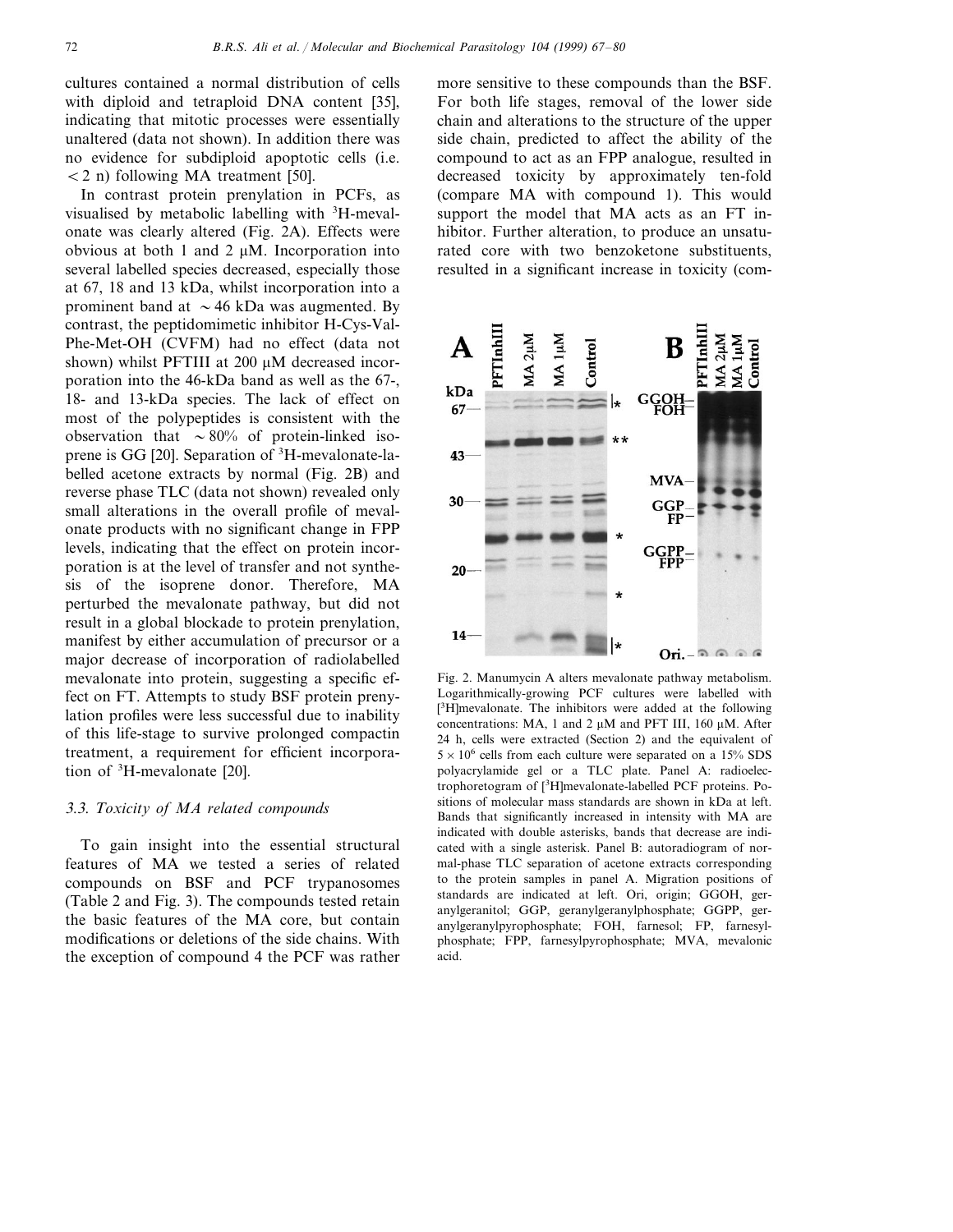cultures contained a normal distribution of cells with diploid and tetraploid DNA content [35], indicating that mitotic processes were essentially unaltered (data not shown). In addition there was no evidence for subdiploid apoptotic cells (i.e. $< 2$ n) following MA treatment [50].

In contrast protein prenylation in PCFs, as visualised by metabolic labelling with $^{3}$H-mevalonate was clearly altered (Fig. 2A). Effects were obvious at both 1 and 2 μM. Incorporation into several labelled species decreased, especially those at 67, 18 and 13 kDa, whilst incorporation into a prominent band at ~46 kDa was augmented. By contrast, the peptidomimetic inhibitor H-Cys-Val-Phe-Met-OH (CVFM) had no effect (data not shown) whilst PFTIII at 200 μM decreased incorporation into the 46-kDa band as well as the 67-, 18- and 13-kDa species. The lack of effect on most of the polypeptides is consistent with the observation that ~80% of protein-linked isoprene is GG [20]. Separation of $^{3}$H-mevalonate-labelled acetone extracts by normal (Fig. 2B) and reverse phase TLC (data not shown) revealed only small alterations in the overall profile of mevalonate products with no significant change in FPP levels, indicating that the effect on protein incorporation is at the level of transfer and not synthesis of the isoprene donor. Therefore, MA perturbed the mevalonate pathway, but did not result in a global blockade to protein prenylation, manifest by either accumulation of precursor or a major decrease of incorporation of radiolabelled mevalonate into protein, suggesting a specific effect on FT. Attempts to study BSF protein prenylation profiles were less successful due to inability of this life-stage to survive prolonged compactin treatment, a requirement for efficient incorporation of $^{3}$H-mevalonate [20].

### 3.3. Toxicity of MA related compounds

To gain insight into the essential structural features of MA we tested a series of related compounds on BSF and PCF trypanosomes (Table 2 and Fig. 3). The compounds tested retain the basic features of the MA core, but contain modifications or deletions of the side chains. With the exception of compound 4 the PCF was rather more sensitive to these compounds than the BSF. For both life stages, removal of the lower side chain and alterations to the structure of the upper side chain, predicted to affect the ability of the compound to act as an FPP analogue, resulted in decreased toxicity by approximately ten-fold (compare MA with compound 1). This would support the model that MA acts as an FT inhibitor. Further alteration, to produce an unsaturated core with two benzoketone substituents, resulted in a significant increase in toxicity (com-

A
PFTInhIII
MA 2μM
MA 1μM
Control
kDa
67
43
30
20
14
*
**
*
*
*

B
PFTInhIII
MA 2μM
MA 1μM
Control
GGOH
FOH
MVA
GGP
FP
GGPP
FPP
Ori.

Fig. 2. Manumycin A alters mevalonate pathway metabolism. Logarithmically-growing PCF cultures were labelled with [$^{3}$H]mevalonate. The inhibitors were added at the following concentrations: MA, 1 and 2 μM and PFT III, 160 μM. After 24 h, cells were extracted (Section 2) and the equivalent of $5 \times 10^{6}$ cells from each culture were separated on a 15% SDS polyacrylamide gel or a TLC plate. Panel A: radioelectrophoretogram of [$^{3}$H]mevalonate-labelled PCF proteins. Positions of molecular mass standards are shown in kDa at left. Bands that significantly increased in intensity with MA are indicated with double asterisks, bands that decrease are indicated with a single asterisk. Panel B: autoradiogram of normal-phase TLC separation of acetone extracts corresponding to the protein samples in panel A. Migration positions of standards are indicated at left. Ori, origin; GGOH, geranylgeranitol; GGP, geranylgeranylphosphate; GGPP, geranylgeranylpyrophosphate; FOH, farnesol; FP, farnesylphosphate; FPP, farnesylpyrophosphate; MVA, mevalonic acid.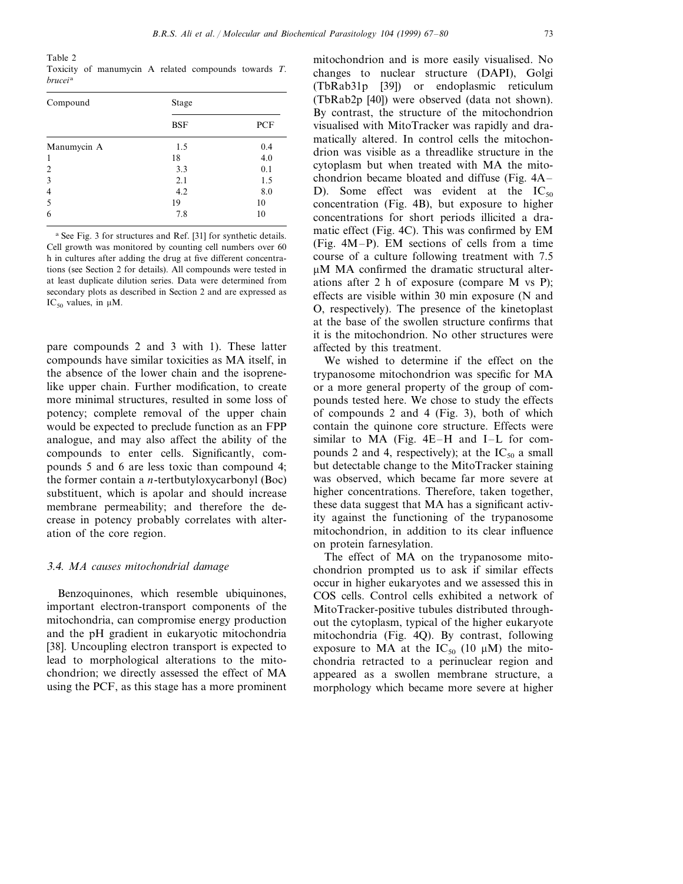Table 2
Toxicity of manumycin A related compounds towards *T. brucei*[a]

| Compound | Stage | |
|---|---|---|
| | BSF | PCF |
| Manumycin A | 1.5 | 0.4 |
| 1 | 18 | 4.0 |
| 2 | 3.3 | 0.1 |
| 3 | 2.1 | 1.5 |
| 4 | 4.2 | 8.0 |
| 5 | 19 | 10 |
| 6 | 7.8 | 10 |

[a] See Fig. 3 for structures and Ref. [31] for synthetic details. Cell growth was monitored by counting cell numbers over 60 h in cultures after adding the drug at five different concentrations (see Section 2 for details). All compounds were tested in at least duplicate dilution series. Data were determined from secondary plots as described in Section 2 and are expressed as $IC_{50}$ values, in μM.

pare compounds 2 and 3 with 1). These latter compounds have similar toxicities as MA itself, in the absence of the lower chain and the isoprene-like upper chain. Further modification, to create more minimal structures, resulted in some loss of potency; complete removal of the upper chain would be expected to preclude function as an FPP analogue, and may also affect the ability of the compounds to enter cells. Significantly, compounds 5 and 6 are less toxic than compound 4; the former contain a *n*-tertbutyloxycarbonyl (Boc) substituent, which is apolar and should increase membrane permeability; and therefore the decrease in potency probably correlates with alteration of the core region.

### 3.4. MA causes mitochondrial damage

Benzoquinones, which resemble ubiquinones, important electron-transport components of the mitochondria, can compromise energy production and the pH gradient in eukaryotic mitochondria [38]. Uncoupling electron transport is expected to lead to morphological alterations to the mitochondrion; we directly assessed the effect of MA using the PCF, as this stage has a more prominent mitochondrion and is more easily visualised. No changes to nuclear structure (DAPI), Golgi (TbRab31p [39]) or endoplasmic reticulum (TbRab2p [40]) were observed (data not shown). By contrast, the structure of the mitochondrion visualised with MitoTracker was rapidly and dramatically altered. In control cells the mitochondrion was visible as a threadlike structure in the cytoplasm but when treated with MA the mitochondrion became bloated and diffuse (Fig. 4A–D). Some effect was evident at the $IC_{50}$ concentration (Fig. 4B), but exposure to higher concentrations for short periods illicited a dramatic effect (Fig. 4C). This was confirmed by EM (Fig. 4M–P). EM sections of cells from a time course of a culture following treatment with 7.5 μM MA confirmed the dramatic structural alterations after 2 h of exposure (compare M vs P); effects are visible within 30 min exposure (N and O, respectively). The presence of the kinetoplast at the base of the swollen structure confirms that it is the mitochondrion. No other structures were affected by this treatment.

We wished to determine if the effect on the trypanosome mitochondrion was specific for MA or a more general property of the group of compounds tested here. We chose to study the effects of compounds 2 and 4 (Fig. 3), both of which contain the quinone core structure. Effects were similar to MA (Fig. 4E–H and I–L for compounds 2 and 4, respectively); at the $IC_{50}$ a small but detectable change to the MitoTracker staining was observed, which became far more severe at higher concentrations. Therefore, taken together, these data suggest that MA has a significant activity against the functioning of the trypanosome mitochondrion, in addition to its clear influence on protein farnesylation.

The effect of MA on the trypanosome mitochondrion prompted us to ask if similar effects occur in higher eukaryotes and we assessed this in COS cells. Control cells exhibited a network of MitoTracker-positive tubules distributed throughout the cytoplasm, typical of the higher eukaryote mitochondria (Fig. 4Q). By contrast, following exposure to MA at the $IC_{50}$ (10 μM) the mitochondria retracted to a perinuclear region and appeared as a swollen membrane structure, a morphology which became more severe at higher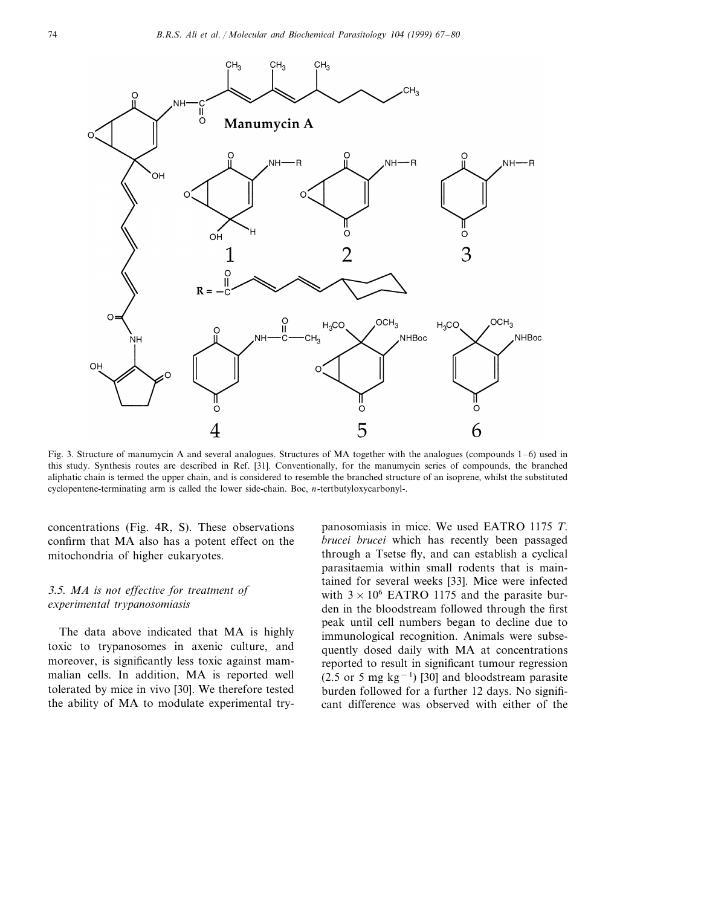Fig. 3. Structure of manumycin A and several analogues. Structures of MA together with the analogues (compounds 1–6) used in this study. Synthesis routes are described in Ref. [31]. Conventionally, for the manumycin series of compounds, the branched aliphatic chain is termed the upper chain, and is considered to resemble the branched structure of an isoprene, whilst the substituted cyclopentene-terminating arm is called the lower side-chain. Boc, *n*-tertbutyloxycarbonyl-.

concentrations (Fig. 4R, S). These observations confirm that MA also has a potent effect on the mitochondria of higher eukaryotes.

### 3.5. MA is not effective for treatment of experimental trypanosomiasis

The data above indicated that MA is highly toxic to trypanosomes in axenic culture, and moreover, is significantly less toxic against mammalian cells. In addition, MA is reported well tolerated by mice in vivo [30]. We therefore tested the ability of MA to modulate experimental trypanosomiasis in mice. We used EATRO 1175 *T. brucei brucei* which has recently been passaged through a Tsetse fly, and can establish a cyclical parasitaemia within small rodents that is maintained for several weeks [33]. Mice were infected with $3 \times 10^6$ EATRO 1175 and the parasite burden in the bloodstream followed through the first peak until cell numbers began to decline due to immunological recognition. Animals were subsequently dosed daily with MA at concentrations reported to result in significant tumour regression (2.5 or 5 mg $kg^{-1}$) [30] and bloodstream parasite burden followed for a further 12 days. No significant difference was observed with either of the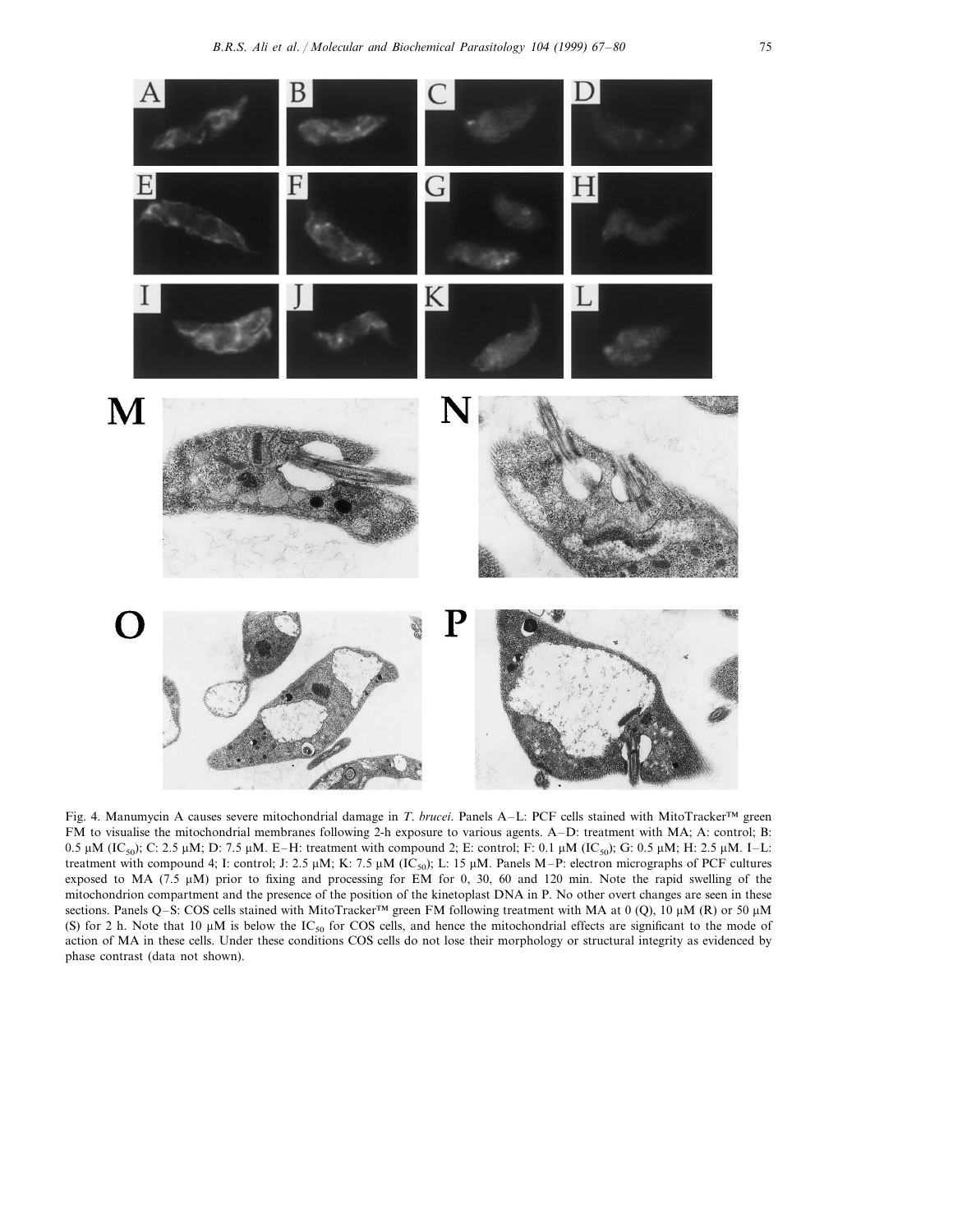Fig. 4. Manumycin A causes severe mitochondrial damage in *T. brucei*. Panels A–L: PCF cells stained with MitoTracker™ green FM to visualise the mitochondrial membranes following 2-h exposure to various agents. A–D: treatment with MA; A: control; B: 0.5 μM ($IC_{50}$); C: 2.5 μM; D: 7.5 μM. E–H: treatment with compound 2; E: control; F: 0.1 μM ($IC_{50}$); G: 0.5 μM; H: 2.5 μM. I–L: treatment with compound 4; I: control; J: 2.5 μM; K: 7.5 μM ($IC_{50}$); L: 15 μM. Panels M–P: electron micrographs of PCF cultures exposed to MA (7.5 μM) prior to fixing and processing for EM for 0, 30, 60 and 120 min. Note the rapid swelling of the mitochondrion compartment and the presence of the position of the kinetoplast DNA in P. No other overt changes are seen in these sections. Panels Q–S: COS cells stained with MitoTracker™ green FM following treatment with MA at 0 (Q), 10 μM (R) or 50 μM (S) for 2 h. Note that 10 μM is below the $IC_{50}$ for COS cells, and hence the mitochondrial effects are significant to the mode of action of MA in these cells. Under these conditions COS cells do not lose their morphology or structural integrity as evidenced by phase contrast (data not shown).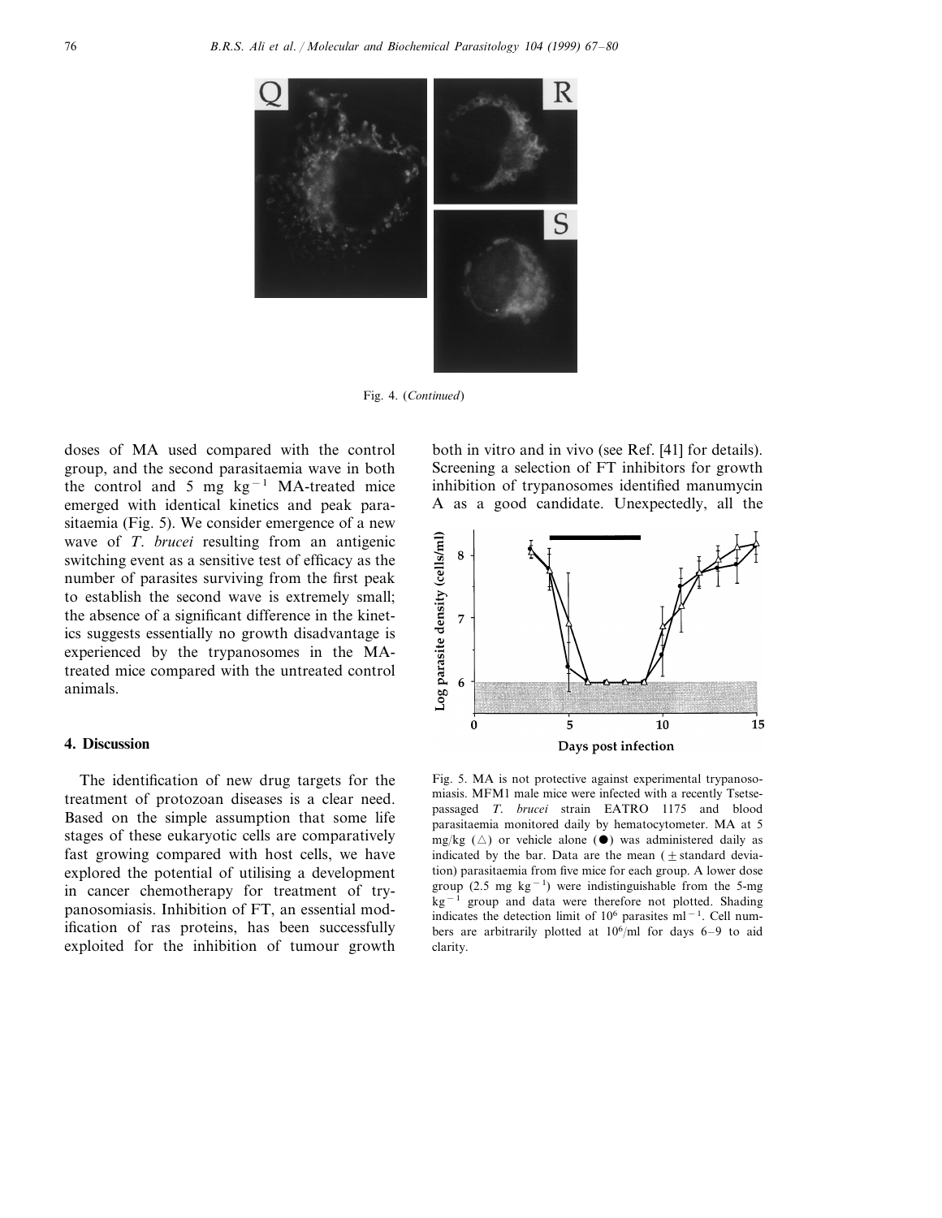Q

R

S

Fig. 4. (*Continued*)

doses of MA used compared with the control group, and the second parasitaemia wave in both the control and 5 mg $kg^{-1}$ MA-treated mice emerged with identical kinetics and peak parasitaemia (Fig. 5). We consider emergence of a new wave of *T. brucei* resulting from an antigenic switching event as a sensitive test of efficacy as the number of parasites surviving from the first peak to establish the second wave is extremely small; the absence of a significant difference in the kinetics suggests essentially no growth disadvantage is experienced by the trypanosomes in the MA-treated mice compared with the untreated control animals.

## 4. Discussion

The identification of new drug targets for the treatment of protozoan diseases is a clear need. Based on the simple assumption that some life stages of these eukaryotic cells are comparatively fast growing compared with host cells, we have explored the potential of utilising a development in cancer chemotherapy for treatment of trypanosomiasis. Inhibition of FT, an essential modification of ras proteins, has been successfully exploited for the inhibition of tumour growth both in vitro and in vivo (see Ref. [41] for details). Screening a selection of FT inhibitors for growth inhibition of trypanosomes identified manumycin A as a good candidate. Unexpectedly, all the

Log parasite density (cells/ml)
8
7
6
0
5
10
15
Days post infection

Fig. 5. MA is not protective against experimental trypanosomiasis. MFM1 male mice were infected with a recently Tsetse-passaged *T. brucei* strain EATRO 1175 and blood parasitaemia monitored daily by hematocytometer. MA at 5 mg/kg (△) or vehicle alone (●) was administered daily as indicated by the bar. Data are the mean (± standard deviation) parasitaemia from five mice for each group. A lower dose group (2.5 mg $kg^{-1}$) were indistinguishable from the 5-mg $kg^{-1}$ group and data were therefore not plotted. Shading indicates the detection limit of $10^6$ parasites $ml^{-1}$. Cell numbers are arbitrarily plotted at $10^6$/ml for days 6–9 to aid clarity.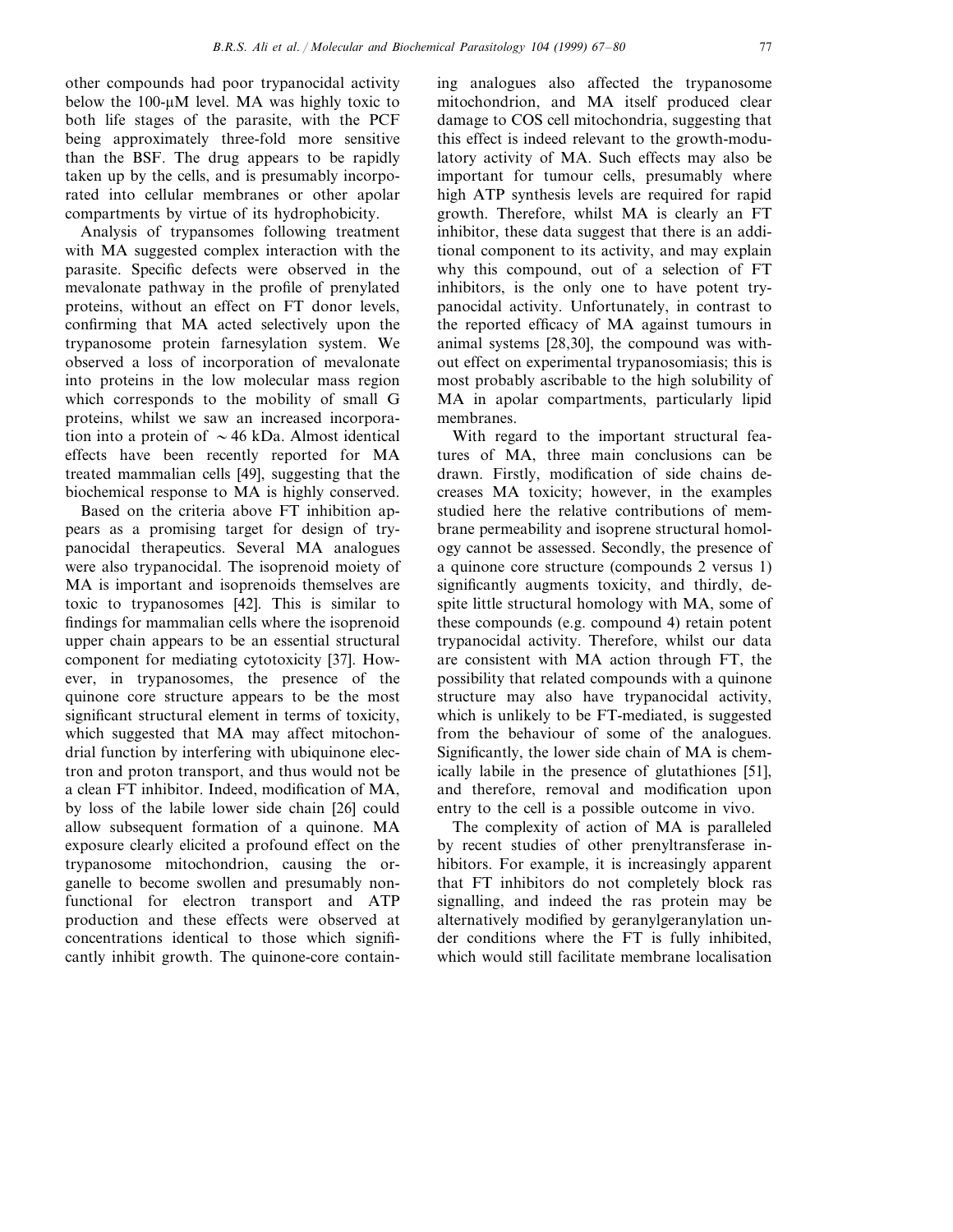other compounds had poor trypanocidal activity below the 100-μM level. MA was highly toxic to both life stages of the parasite, with the PCF being approximately three-fold more sensitive than the BSF. The drug appears to be rapidly taken up by the cells, and is presumably incorporated into cellular membranes or other apolar compartments by virtue of its hydrophobicity.

Analysis of trypansomes following treatment with MA suggested complex interaction with the parasite. Specific defects were observed in the mevalonate pathway in the profile of prenylated proteins, without an effect on FT donor levels, confirming that MA acted selectively upon the trypanosome protein farnesylation system. We observed a loss of incorporation of mevalonate into proteins in the low molecular mass region which corresponds to the mobility of small G proteins, whilst we saw an increased incorporation into a protein of ∼46 kDa. Almost identical effects have been recently reported for MA treated mammalian cells [49], suggesting that the biochemical response to MA is highly conserved.

Based on the criteria above FT inhibition appears as a promising target for design of trypanocidal therapeutics. Several MA analogues were also trypanocidal. The isoprenoid moiety of MA is important and isoprenoids themselves are toxic to trypanosomes [42]. This is similar to findings for mammalian cells where the isoprenoid upper chain appears to be an essential structural component for mediating cytotoxicity [37]. However, in trypanosomes, the presence of the quinone core structure appears to be the most significant structural element in terms of toxicity, which suggested that MA may affect mitochondrial function by interfering with ubiquinone electron and proton transport, and thus would not be a clean FT inhibitor. Indeed, modification of MA, by loss of the labile lower side chain [26] could allow subsequent formation of a quinone. MA exposure clearly elicited a profound effect on the trypanosome mitochondrion, causing the organelle to become swollen and presumably nonfunctional for electron transport and ATP production and these effects were observed at concentrations identical to those which significantly inhibit growth. The quinone-core containing analogues also affected the trypanosome mitochondrion, and MA itself produced clear damage to COS cell mitochondria, suggesting that this effect is indeed relevant to the growth-modulatory activity of MA. Such effects may also be important for tumour cells, presumably where high ATP synthesis levels are required for rapid growth. Therefore, whilst MA is clearly an FT inhibitor, these data suggest that there is an additional component to its activity, and may explain why this compound, out of a selection of FT inhibitors, is the only one to have potent trypanocidal activity. Unfortunately, in contrast to the reported efficacy of MA against tumours in animal systems [28,30], the compound was without effect on experimental trypanosomiasis; this is most probably ascribable to the high solubility of MA in apolar compartments, particularly lipid membranes.

With regard to the important structural features of MA, three main conclusions can be drawn. Firstly, modification of side chains decreases MA toxicity; however, in the examples studied here the relative contributions of membrane permeability and isoprene structural homology cannot be assessed. Secondly, the presence of a quinone core structure (compounds 2 versus 1) significantly augments toxicity, and thirdly, despite little structural homology with MA, some of these compounds (e.g. compound 4) retain potent trypanocidal activity. Therefore, whilst our data are consistent with MA action through FT, the possibility that related compounds with a quinone structure may also have trypanocidal activity, which is unlikely to be FT-mediated, is suggested from the behaviour of some of the analogues. Significantly, the lower side chain of MA is chemically labile in the presence of glutathiones [51], and therefore, removal and modification upon entry to the cell is a possible outcome in vivo.

The complexity of action of MA is paralleled by recent studies of other prenyltransferase inhibitors. For example, it is increasingly apparent that FT inhibitors do not completely block ras signalling, and indeed the ras protein may be alternatively modified by geranylgeranylation under conditions where the FT is fully inhibited, which would still facilitate membrane localisation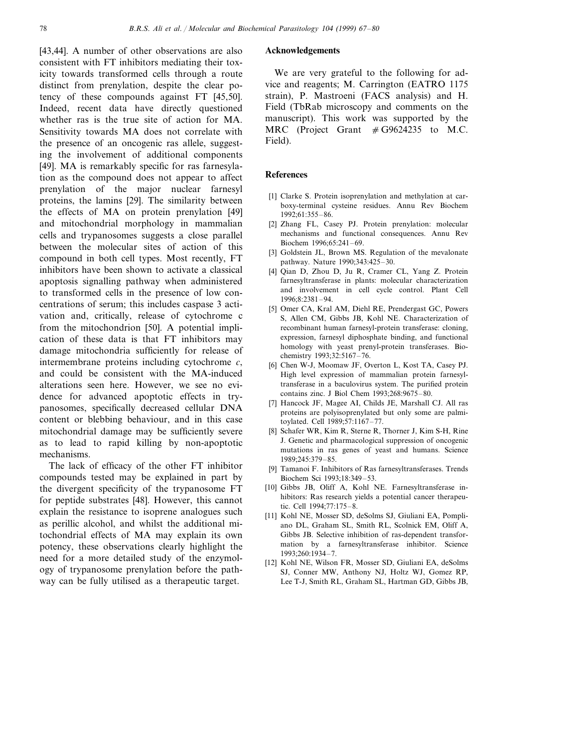[43,44]. A number of other observations are also consistent with FT inhibitors mediating their toxicity towards transformed cells through a route distinct from prenylation, despite the clear potency of these compounds against FT [45,50]. Indeed, recent data have directly questioned whether ras is the true site of action for MA. Sensitivity towards MA does not correlate with the presence of an oncogenic ras allele, suggesting the involvement of additional components [49]. MA is remarkably specific for ras farnesylation as the compound does not appear to affect prenylation of the major nuclear farnesyl proteins, the lamins [29]. The similarity between the effects of MA on protein prenylation [49] and mitochondrial morphology in mammalian cells and trypanosomes suggests a close parallel between the molecular sites of action of this compound in both cell types. Most recently, FT inhibitors have been shown to activate a classical apoptosis signalling pathway when administered to transformed cells in the presence of low concentrations of serum; this includes caspase 3 activation and, critically, release of cytochrome c from the mitochondrion [50]. A potential implication of these data is that FT inhibitors may damage mitochondria sufficiently for release of intermembrane proteins including cytochrome *c*, and could be consistent with the MA-induced alterations seen here. However, we see no evidence for advanced apoptotic effects in trypanosomes, specifically decreased cellular DNA content or blebbing behaviour, and in this case mitochondrial damage may be sufficiently severe as to lead to rapid killing by non-apoptotic mechanisms.

The lack of efficacy of the other FT inhibitor compounds tested may be explained in part by the divergent specificity of the trypanosome FT for peptide substrates [48]. However, this cannot explain the resistance to isoprene analogues such as perillic alcohol, and whilst the additional mitochondrial effects of MA may explain its own potency, these observations clearly highlight the need for a more detailed study of the enzymology of trypanosome prenylation before the pathway can be fully utilised as a therapeutic target.

## Acknowledgements

We are very grateful to the following for advice and reagents; M. Carrington (EATRO 1175 strain), P. Mastroeni (FACS analysis) and H. Field (TbRab microscopy and comments on the manuscript). This work was supported by the MRC (Project Grant #G9624235 to M.C. Field).

## References

[1] Clarke S. Protein isoprenylation and methylation at carboxy-terminal cysteine residues. Annu Rev Biochem 1992;61:355–86.

[2] Zhang FL, Casey PJ. Protein prenylation: molecular mechanisms and functional consequences. Annu Rev Biochem 1996;65:241–69.

[3] Goldstein JL, Brown MS. Regulation of the mevalonate pathway. Nature 1990;343:425–30.

[4] Qian D, Zhou D, Ju R, Cramer CL, Yang Z. Protein farnesyltransferase in plants: molecular characterization and involvement in cell cycle control. Plant Cell 1996;8:2381–94.

[5] Omer CA, Kral AM, Diehl RE, Prendergast GC, Powers S, Allen CM, Gibbs JB, Kohl NE. Characterization of recombinant human farnesyl-protein transferase: cloning, expression, farnesyl diphosphate binding, and functional homology with yeast prenyl-protein transferases. Biochemistry 1993;32:5167–76.

[6] Chen W-J, Moomaw JF, Overton L, Kost TA, Casey PJ. High level expression of mammalian protein farnesyltransferase in a baculovirus system. The purified protein contains zinc. J Biol Chem 1993;268:9675–80.

[7] Hancock JF, Magee AI, Childs JE, Marshall CJ. All ras proteins are polyisoprenylated but only some are palmitoylated. Cell 1989;57:1167–77.

[8] Schafer WR, Kim R, Sterne R, Thorner J, Kim S-H, Rine J. Genetic and pharmacological suppression of oncogenic mutations in ras genes of yeast and humans. Science 1989;245:379–85.

[9] Tamanoi F. Inhibitors of Ras farnesyltransferases. Trends Biochem Sci 1993;18:349–53.

[10] Gibbs JB, Oliff A, Kohl NE. Farnesyltransferase inhibitors: Ras research yields a potential cancer therapeutic. Cell 1994;77:175–8.

[11] Kohl NE, Mosser SD, deSolms SJ, Giuliani EA, Pompliano DL, Graham SL, Smith RL, Scolnick EM, Oliff A, Gibbs JB. Selective inhibition of ras-dependent transformation by a farnesyltransferase inhibitor. Science 1993;260:1934–7.

[12] Kohl NE, Wilson FR, Mosser SD, Giuliani EA, deSolms SJ, Conner MW, Anthony NJ, Holtz WJ, Gomez RP, Lee T-J, Smith RL, Graham SL, Hartman GD, Gibbs JB,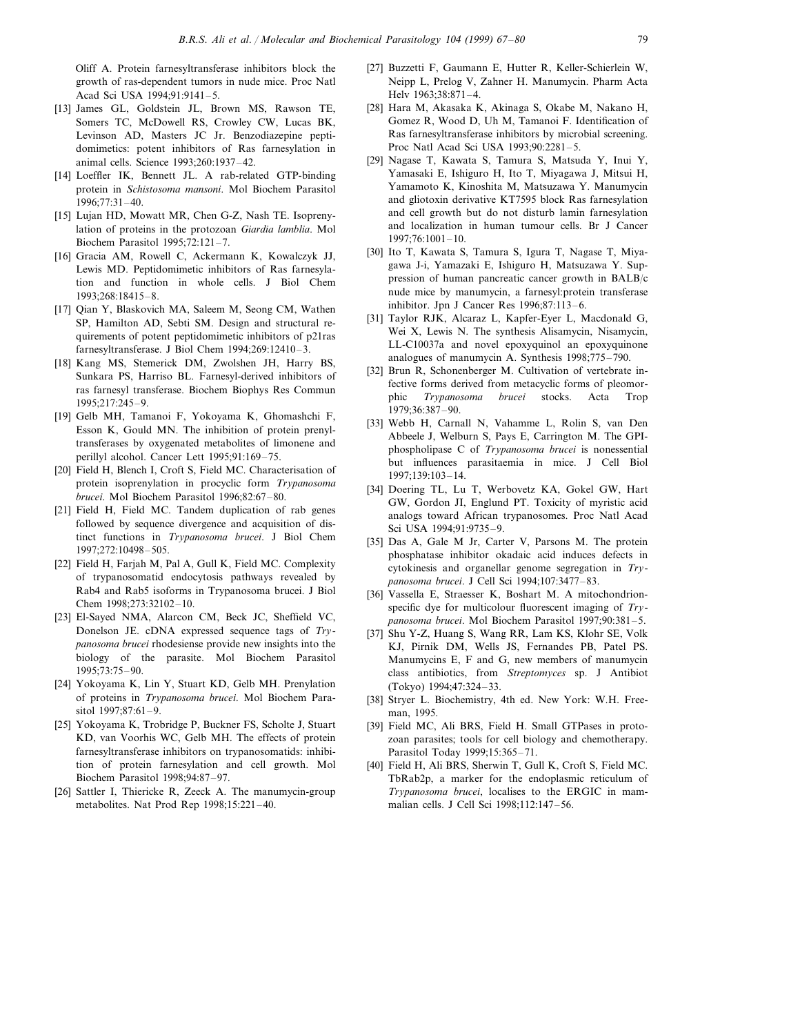Oliff A. Protein farnesyltransferase inhibitors block the growth of ras-dependent tumors in nude mice. Proc Natl Acad Sci USA 1994;91:9141–5.

[13] James GL, Goldstein JL, Brown MS, Rawson TE, Somers TC, McDowell RS, Crowley CW, Lucas BK, Levinson AD, Masters JC Jr. Benzodiazepine peptidomimetics: potent inhibitors of Ras farnesylation in animal cells. Science 1993;260:1937–42.

[14] Loeffler IK, Bennett JL. A rab-related GTP-binding protein in *Schistosoma mansoni*. Mol Biochem Parasitol 1996;77:31–40.

[15] Lujan HD, Mowatt MR, Chen G-Z, Nash TE. Isoprenylation of proteins in the protozoan *Giardia lamblia*. Mol Biochem Parasitol 1995;72:121–7.

[16] Gracia AM, Rowell C, Ackermann K, Kowalczyk JJ, Lewis MD. Peptidomimetic inhibitors of Ras farnesylation and function in whole cells. J Biol Chem 1993;268:18415–8.

[17] Qian Y, Blaskovich MA, Saleem M, Seong CM, Wathen SP, Hamilton AD, Sebti SM. Design and structural requirements of potent peptidomimetic inhibitors of p21ras farnesyltransferase. J Biol Chem 1994;269:12410–3.

[18] Kang MS, Stemerick DM, Zwolshen JH, Harry BS, Sunkara PS, Harriso BL. Farnesyl-derived inhibitors of ras farnesyl transferase. Biochem Biophys Res Commun 1995;217:245–9.

[19] Gelb MH, Tamanoi F, Yokoyama K, Ghomashchi F, Esson K, Gould MN. The inhibition of protein prenyltransferases by oxygenated metabolites of limonene and perillyl alcohol. Cancer Lett 1995;91:169–75.

[20] Field H, Blench I, Croft S, Field MC. Characterisation of protein isoprenylation in procyclic form *Trypanosoma brucei*. Mol Biochem Parasitol 1996;82:67–80.

[21] Field H, Field MC. Tandem duplication of rab genes followed by sequence divergence and acquisition of distinct functions in *Trypanosoma brucei*. J Biol Chem 1997;272:10498–505.

[22] Field H, Farjah M, Pal A, Gull K, Field MC. Complexity of trypanosomatid endocytosis pathways revealed by Rab4 and Rab5 isoforms in Trypanosoma brucei. J Biol Chem 1998;273:32102–10.

[23] El-Sayed NMA, Alarcon CM, Beck JC, Sheffield VC, Donelson JE. cDNA expressed sequence tags of *Trypanosoma brucei* rhodesiense provide new insights into the biology of the parasite. Mol Biochem Parasitol 1995;73:75–90.

[24] Yokoyama K, Lin Y, Stuart KD, Gelb MH. Prenylation of proteins in *Trypanosoma brucei*. Mol Biochem Parasitol 1997;87:61–9.

[25] Yokoyama K, Trobridge P, Buckner FS, Scholte J, Stuart KD, van Voorhis WC, Gelb MH. The effects of protein farnesyltransferase inhibitors on trypanosomatids: inhibition of protein farnesylation and cell growth. Mol Biochem Parasitol 1998;94:87–97.

[26] Sattler I, Thiericke R, Zeeck A. The manumycin-group metabolites. Nat Prod Rep 1998;15:221–40.

[27] Buzzetti F, Gaumann E, Hutter R, Keller-Schierlein W, Neipp L, Prelog V, Zahner H. Manumycin. Pharm Acta Helv 1963;38:871–4.

[28] Hara M, Akasaka K, Akinaga S, Okabe M, Nakano H, Gomez R, Wood D, Uh M, Tamanoi F. Identification of Ras farnesyltransferase inhibitors by microbial screening. Proc Natl Acad Sci USA 1993;90:2281–5.

[29] Nagase T, Kawata S, Tamura S, Matsuda Y, Inui Y, Yamasaki E, Ishiguro H, Ito T, Miyagawa J, Mitsui H, Yamamoto K, Kinoshita M, Matsuzawa Y. Manumycin and gliotoxin derivative KT7595 block Ras farnesylation and cell growth but do not disturb lamin farnesylation and localization in human tumour cells. Br J Cancer 1997;76:1001–10.

[30] Ito T, Kawata S, Tamura S, Igura T, Nagase T, Miyagawa J-i, Yamazaki E, Ishiguro H, Matsuzawa Y. Suppression of human pancreatic cancer growth in BALB/c nude mice by manumycin, a farnesyl:protein transferase inhibitor. Jpn J Cancer Res 1996;87:113–6.

[31] Taylor RJK, Alcaraz L, Kapfer-Eyer L, Macdonald G, Wei X, Lewis N. The synthesis Alisamycin, Nisamycin, LL-C10037a and novel epoxyquinol an epoxyquinone analogues of manumycin A. Synthesis 1998;775–790.

[32] Brun R, Schonenberger M. Cultivation of vertebrate infective forms derived from metacyclic forms of pleomorphic *Trypanosoma brucei* stocks. Acta Trop 1979;36:387–90.

[33] Webb H, Carnall N, Vahamme L, Rolin S, van Den Abbeele J, Welburn S, Pays E, Carrington M. The GPI-phospholipase C of *Trypanosoma brucei* is nonessential but influences parasitaemia in mice. J Cell Biol 1997;139:103–14.

[34] Doering TL, Lu T, Werbovetz KA, Gokel GW, Hart GW, Gordon JI, Englund PT. Toxicity of myristic acid analogs toward African trypanosomes. Proc Natl Acad Sci USA 1994;91:9735–9.

[35] Das A, Gale M Jr, Carter V, Parsons M. The protein phosphatase inhibitor okadaic acid induces defects in cytokinesis and organellar genome segregation in *Trypanosoma brucei*. J Cell Sci 1994;107:3477–83.

[36] Vassella E, Straesser K, Boshart M. A mitochondrion-specific dye for multicolour fluorescent imaging of *Trypanosoma brucei*. Mol Biochem Parasitol 1997;90:381–5.

[37] Shu Y-Z, Huang S, Wang RR, Lam KS, Klohr SE, Volk KJ, Pirnik DM, Wells JS, Fernandes PB, Patel PS. Manumycins E, F and G, new members of manumycin class antibiotics, from *Streptomyces* sp. J Antibiot (Tokyo) 1994;47:324–33.

[38] Stryer L. Biochemistry, 4th ed. New York: W.H. Freeman, 1995.

[39] Field MC, Ali BRS, Field H. Small GTPases in protozoan parasites; tools for cell biology and chemotherapy. Parasitol Today 1999;15:365–71.

[40] Field H, Ali BRS, Sherwin T, Gull K, Croft S, Field MC. TbRab2p, a marker for the endoplasmic reticulum of *Trypanosoma brucei*, localises to the ERGIC in mammalian cells. J Cell Sci 1998;112:147–56.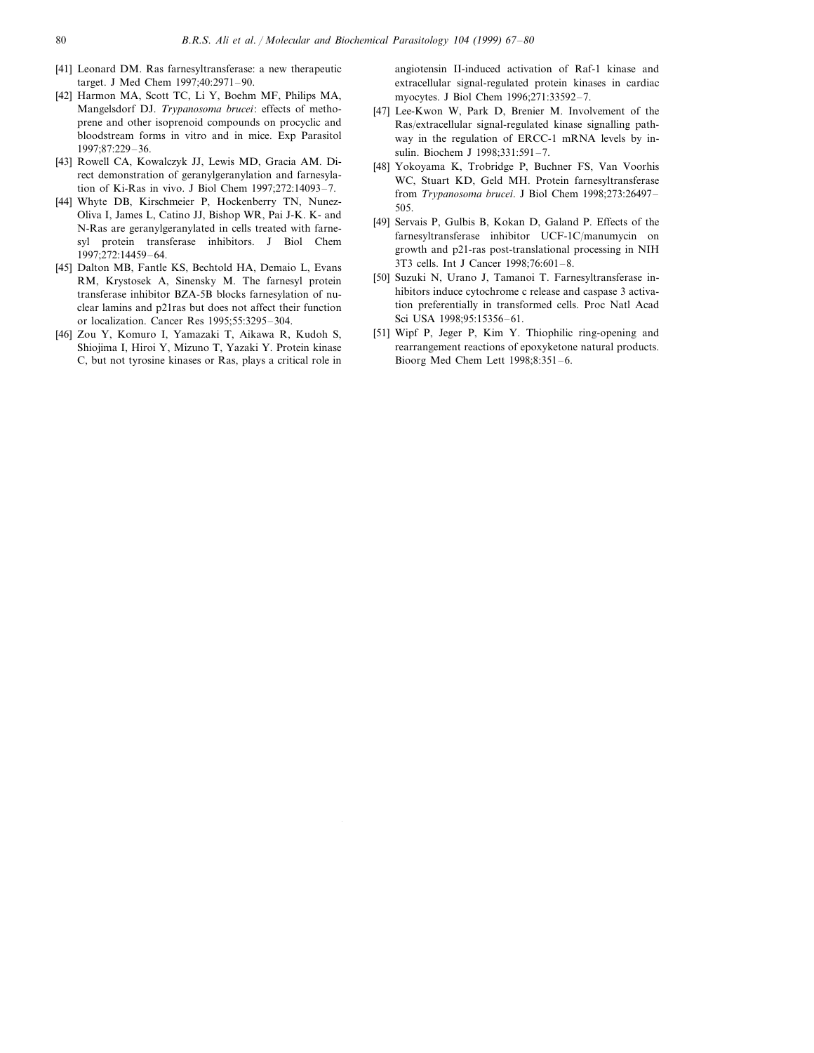[41] Leonard DM. Ras farnesyltransferase: a new therapeutic target. J Med Chem 1997;40:2971–90.

[42] Harmon MA, Scott TC, Li Y, Boehm MF, Philips MA, Mangelsdorf DJ. *Trypanosoma brucei*: effects of methoprene and other isoprenoid compounds on procyclic and bloodstream forms in vitro and in mice. Exp Parasitol 1997;87:229–36.

[43] Rowell CA, Kowalczyk JJ, Lewis MD, Gracia AM. Direct demonstration of geranylgeranylation and farnesylation of Ki-Ras in vivo. J Biol Chem 1997;272:14093–7.

[44] Whyte DB, Kirschmeier P, Hockenberry TN, Nunez-Oliva I, James L, Catino JJ, Bishop WR, Pai J-K. K- and N-Ras are geranylgeranylated in cells treated with farnesyl protein transferase inhibitors. J Biol Chem 1997;272:14459–64.

[45] Dalton MB, Fantle KS, Bechtold HA, Demaio L, Evans RM, Krystosek A, Sinensky M. The farnesyl protein transferase inhibitor BZA-5B blocks farnesylation of nuclear lamins and p21ras but does not affect their function or localization. Cancer Res 1995;55:3295–304.

[46] Zou Y, Komuro I, Yamazaki T, Aikawa R, Kudoh S, Shiojima I, Hiroi Y, Mizuno T, Yazaki Y. Protein kinase C, but not tyrosine kinases or Ras, plays a critical role in angiotensin II-induced activation of Raf-1 kinase and extracellular signal-regulated protein kinases in cardiac myocytes. J Biol Chem 1996;271:33592–7.

[47] Lee-Kwon W, Park D, Brenier M. Involvement of the Ras/extracellular signal-regulated kinase signalling pathway in the regulation of ERCC-1 mRNA levels by insulin. Biochem J 1998;331:591–7.

[48] Yokoyama K, Trobridge P, Buchner FS, Van Voorhis WC, Stuart KD, Geld MH. Protein farnesyltransferase from *Trypanosoma brucei*. J Biol Chem 1998;273:26497–505.

[49] Servais P, Gulbis B, Kokan D, Galand P. Effects of the farnesyltransferase inhibitor UCF-1C/manumycin on growth and p21-ras post-translational processing in NIH 3T3 cells. Int J Cancer 1998;76:601–8.

[50] Suzuki N, Urano J, Tamanoi T. Farnesyltransferase inhibitors induce cytochrome c release and caspase 3 activation preferentially in transformed cells. Proc Natl Acad Sci USA 1998;95:15356–61.

[51] Wipf P, Jeger P, Kim Y. Thiophilic ring-opening and rearrangement reactions of epoxyketone natural products. Bioorg Med Chem Lett 1998;8:351–6.